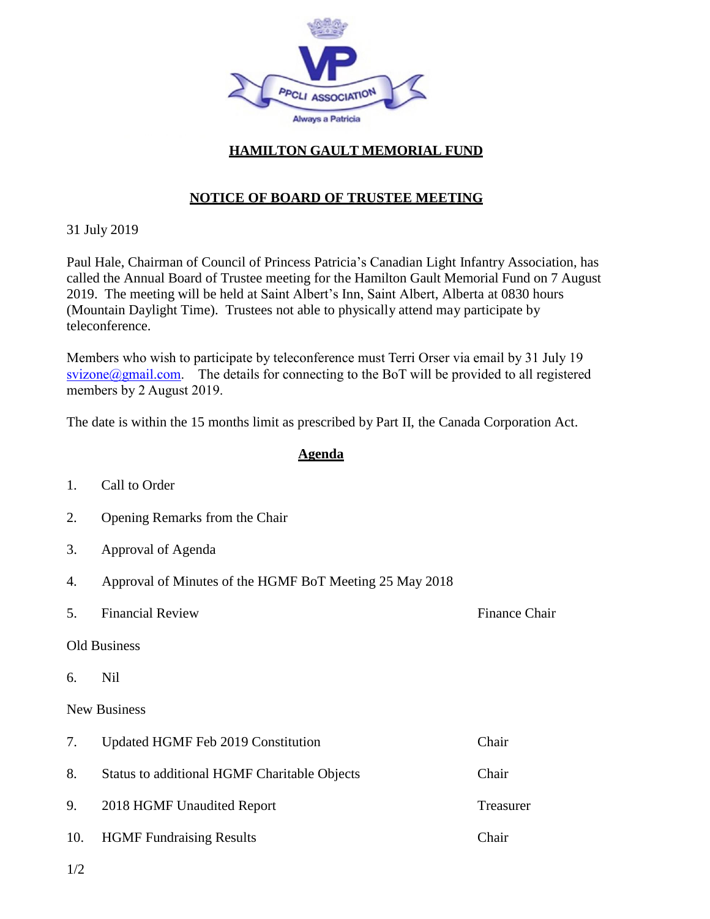# HAMILTON GAULT MEMORIAL FUND

## NOTICE OF BOARD OF TRUSTEE MEETING

31 July 2019

Paul Hale, Chairman of Council of Princess Patricia's Canadian Light Infantry Association, has called the Annual Board of Trustee meeting for the Hamilton Gault Memorial Fund on 7 August 2019. The meeting will be held at Saint Albert's Inn, Saint Albert, Alberta at 0830 hours (Mountain Daylight Time). Trustees not able to physically attend may participate by teleconference.

Members who wish to participate by teleconference must Terri Orser via email by 31 July 19 svizone@gmail.com. The details for connecting to the BoT will be provided to all registered members by 2 August 2019.

The date is within the 15 months limit as prescribed by Part II, the Canada Corporation Act.

### Agenda

| | | |
|---|---|---|
| 1. | Call to Order | |
| 2. | Opening Remarks from the Chair | |
| 3. | Approval of Agenda | |
| 4. | Approval of Minutes of the HGMF BoT Meeting 25 May 2018 | |
| 5. | Financial Review | Finance Chair |

Old Business

| | | |
|---|---|---|
| 6. | Nil | |

New Business

| | | |
|---|---|---|
| 7. | Updated HGMF Feb 2019 Constitution | Chair |
| 8. | Status to additional HGMF Charitable Objects | Chair |
| 9. | 2018 HGMF Unaudited Report | Treasurer |
| 10. | HGMF Fundraising Results | Chair |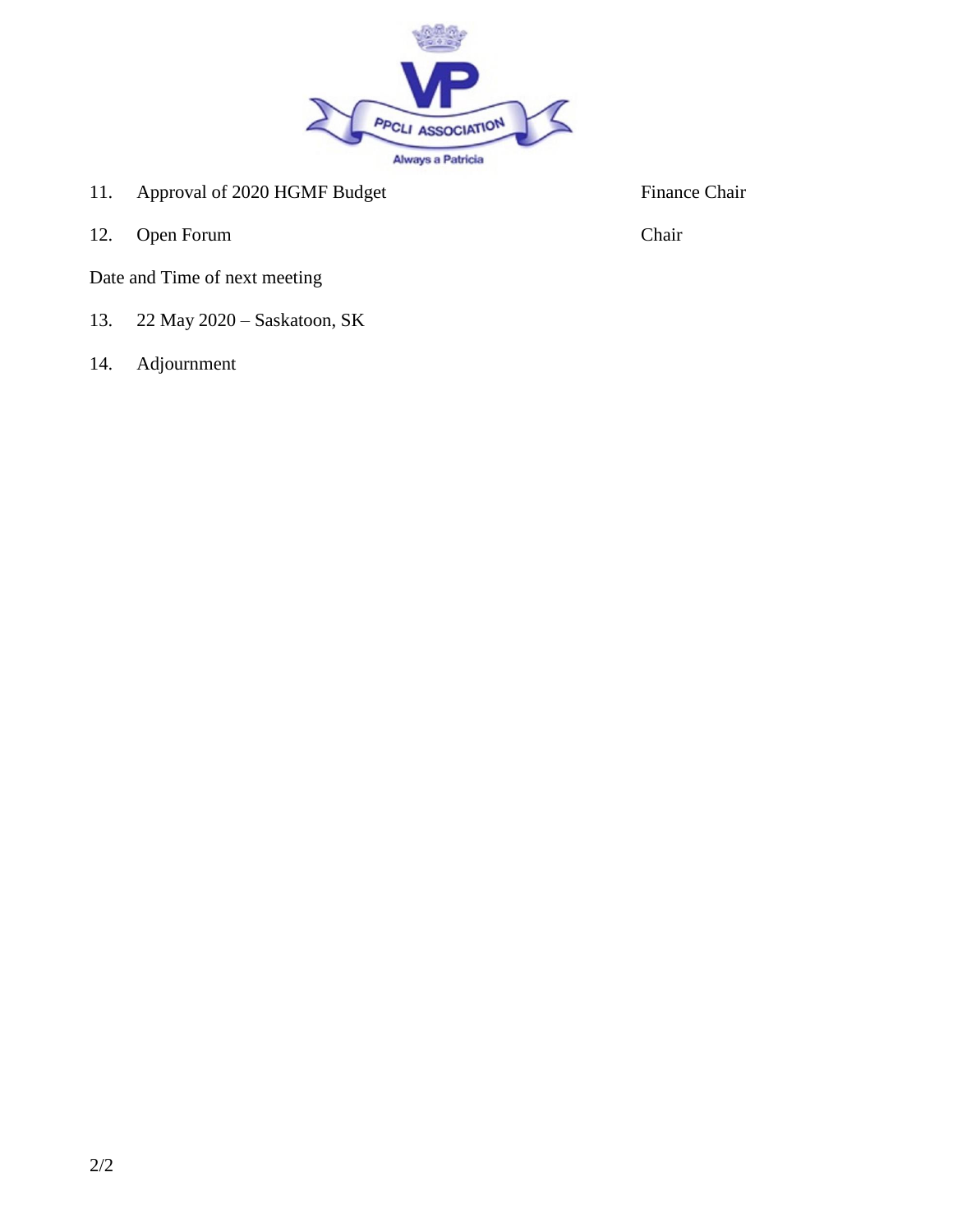11. Approval of 2020 HGMF Budget — Finance Chair

12. Open Forum — Chair

Date and Time of next meeting

13. 22 May 2020 – Saskatoon, SK

14. Adjournment